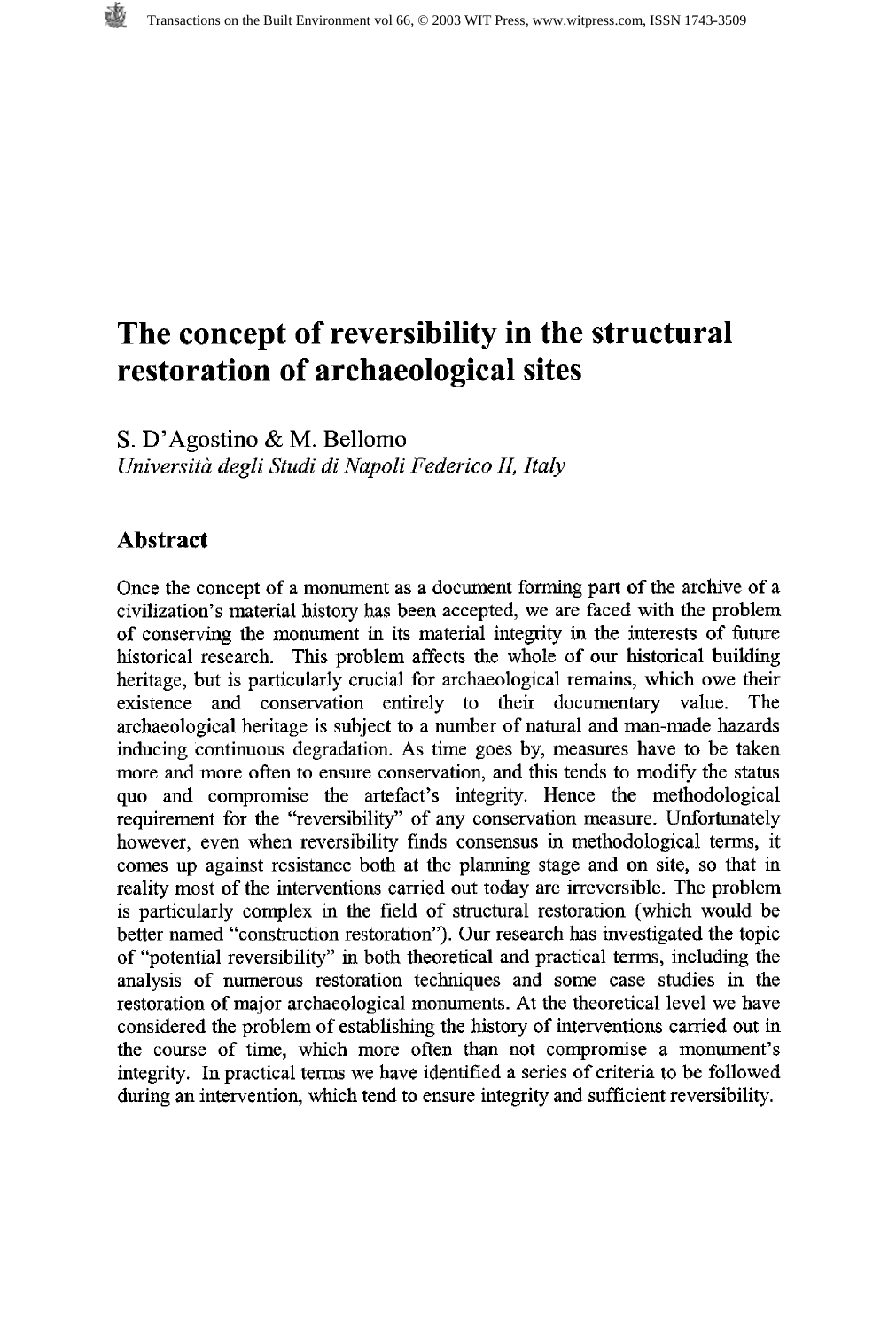# The concept of reversibility in the structural restoration of archaeological sites

S. D'Agostino & M. Bellomo
*Università degli Studi di Napoli Federico II, Italy*

## Abstract

Once the concept of a monument as a document forming part of the archive of a civilization's material history has been accepted, we are faced with the problem of conserving the monument in its material integrity in the interests of future historical research. This problem affects the whole of our historical building heritage, but is particularly crucial for archaeological remains, which owe their existence and conservation entirely to their documentary value. The archaeological heritage is subject to a number of natural and man-made hazards inducing continuous degradation. As time goes by, measures have to be taken more and more often to ensure conservation, and this tends to modify the status quo and compromise the artefact's integrity. Hence the methodological requirement for the "reversibility" of any conservation measure. Unfortunately however, even when reversibility finds consensus in methodological terms, it comes up against resistance both at the planning stage and on site, so that in reality most of the interventions carried out today are irreversible. The problem is particularly complex in the field of structural restoration (which would be better named "construction restoration"). Our research has investigated the topic of "potential reversibility" in both theoretical and practical terms, including the analysis of numerous restoration techniques and some case studies in the restoration of major archaeological monuments. At the theoretical level we have considered the problem of establishing the history of interventions carried out in the course of time, which more often than not compromise a monument's integrity. In practical terms we have identified a series of criteria to be followed during an intervention, which tend to ensure integrity and sufficient reversibility.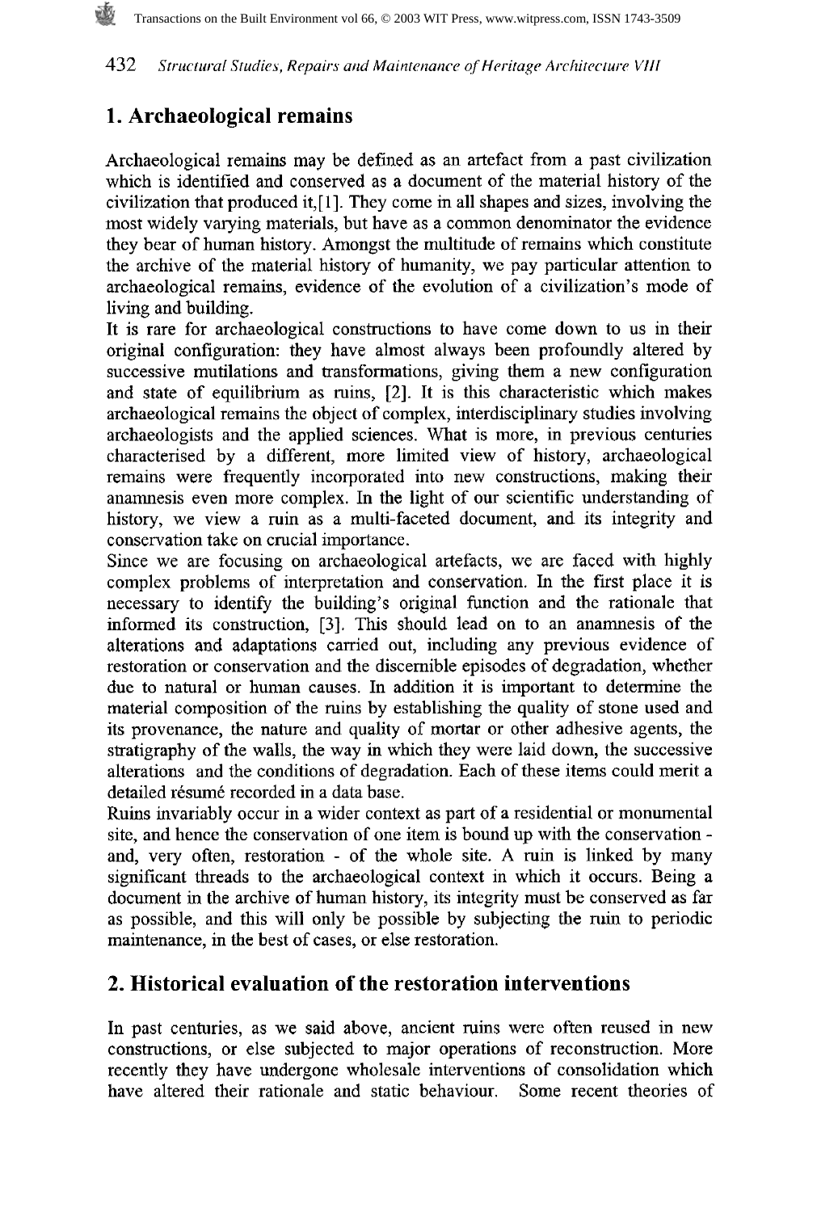## 1. Archaeological remains

Archaeological remains may be defined as an artefact from a past civilization which is identified and conserved as a document of the material history of the civilization that produced it,[1]. They come in all shapes and sizes, involving the most widely varying materials, but have as a common denominator the evidence they bear of human history. Amongst the multitude of remains which constitute the archive of the material history of humanity, we pay particular attention to archaeological remains, evidence of the evolution of a civilization's mode of living and building.

It is rare for archaeological constructions to have come down to us in their original configuration: they have almost always been profoundly altered by successive mutilations and transformations, giving them a new configuration and state of equilibrium as ruins, [2]. It is this characteristic which makes archaeological remains the object of complex, interdisciplinary studies involving archaeologists and the applied sciences. What is more, in previous centuries characterised by a different, more limited view of history, archaeological remains were frequently incorporated into new constructions, making their anamnesis even more complex. In the light of our scientific understanding of history, we view a ruin as a multi-faceted document, and its integrity and conservation take on crucial importance.

Since we are focusing on archaeological artefacts, we are faced with highly complex problems of interpretation and conservation. In the first place it is necessary to identify the building's original function and the rationale that informed its construction, [3]. This should lead on to an anamnesis of the alterations and adaptations carried out, including any previous evidence of restoration or conservation and the discernible episodes of degradation, whether due to natural or human causes. In addition it is important to determine the material composition of the ruins by establishing the quality of stone used and its provenance, the nature and quality of mortar or other adhesive agents, the stratigraphy of the walls, the way in which they were laid down, the successive alterations and the conditions of degradation. Each of these items could merit a detailed résumé recorded in a data base.

Ruins invariably occur in a wider context as part of a residential or monumental site, and hence the conservation of one item is bound up with the conservation - and, very often, restoration - of the whole site. A ruin is linked by many significant threads to the archaeological context in which it occurs. Being a document in the archive of human history, its integrity must be conserved as far as possible, and this will only be possible by subjecting the ruin to periodic maintenance, in the best of cases, or else restoration.

## 2. Historical evaluation of the restoration interventions

In past centuries, as we said above, ancient ruins were often reused in new constructions, or else subjected to major operations of reconstruction. More recently they have undergone wholesale interventions of consolidation which have altered their rationale and static behaviour. Some recent theories of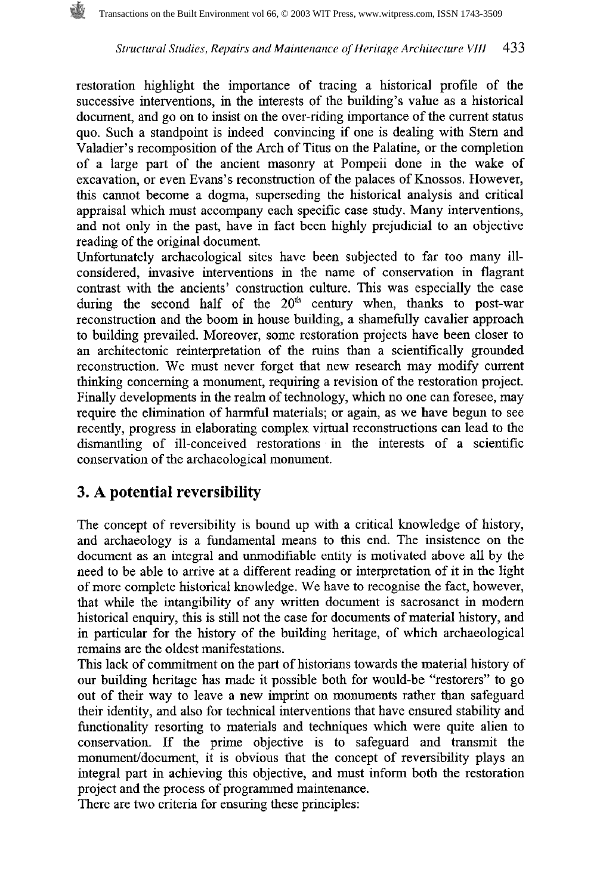restoration highlight the importance of tracing a historical profile of the successive interventions, in the interests of the building's value as a historical document, and go on to insist on the over-riding importance of the current status quo. Such a standpoint is indeed convincing if one is dealing with Stern and Valadier's recomposition of the Arch of Titus on the Palatine, or the completion of a large part of the ancient masonry at Pompeii done in the wake of excavation, or even Evans's reconstruction of the palaces of Knossos. However, this cannot become a dogma, superseding the historical analysis and critical appraisal which must accompany each specific case study. Many interventions, and not only in the past, have in fact been highly prejudicial to an objective reading of the original document.

Unfortunately archaeological sites have been subjected to far too many ill-considered, invasive interventions in the name of conservation in flagrant contrast with the ancients' construction culture. This was especially the case during the second half of the 20th century when, thanks to post-war reconstruction and the boom in house building, a shamefully cavalier approach to building prevailed. Moreover, some restoration projects have been closer to an architectonic reinterpretation of the ruins than a scientifically grounded reconstruction. We must never forget that new research may modify current thinking concerning a monument, requiring a revision of the restoration project. Finally developments in the realm of technology, which no one can foresee, may require the elimination of harmful materials; or again, as we have begun to see recently, progress in elaborating complex virtual reconstructions can lead to the dismantling of ill-conceived restorations in the interests of a scientific conservation of the archaeological monument.

## 3. A potential reversibility

The concept of reversibility is bound up with a critical knowledge of history, and archaeology is a fundamental means to this end. The insistence on the document as an integral and unmodifiable entity is motivated above all by the need to be able to arrive at a different reading or interpretation of it in the light of more complete historical knowledge. We have to recognise the fact, however, that while the intangibility of any written document is sacrosanct in modern historical enquiry, this is still not the case for documents of material history, and in particular for the history of the building heritage, of which archaeological remains are the oldest manifestations.

This lack of commitment on the part of historians towards the material history of our building heritage has made it possible both for would-be "restorers" to go out of their way to leave a new imprint on monuments rather than safeguard their identity, and also for technical interventions that have ensured stability and functionality resorting to materials and techniques which were quite alien to conservation. If the prime objective is to safeguard and transmit the monument/document, it is obvious that the concept of reversibility plays an integral part in achieving this objective, and must inform both the restoration project and the process of programmed maintenance.

There are two criteria for ensuring these principles: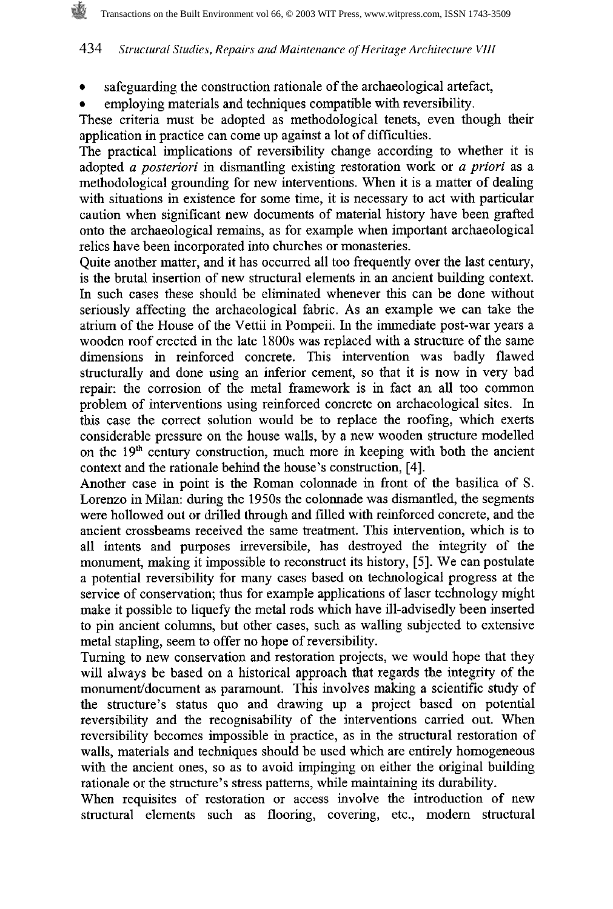- safeguarding the construction rationale of the archaeological artefact,
- employing materials and techniques compatible with reversibility.

These criteria must be adopted as methodological tenets, even though their application in practice can come up against a lot of difficulties.

The practical implications of reversibility change according to whether it is adopted *a posteriori* in dismantling existing restoration work or *a priori* as a methodological grounding for new interventions. When it is a matter of dealing with situations in existence for some time, it is necessary to act with particular caution when significant new documents of material history have been grafted onto the archaeological remains, as for example when important archaeological relics have been incorporated into churches or monasteries.

Quite another matter, and it has occurred all too frequently over the last century, is the brutal insertion of new structural elements in an ancient building context. In such cases these should be eliminated whenever this can be done without seriously affecting the archaeological fabric. As an example we can take the atrium of the House of the Vettii in Pompeii. In the immediate post-war years a wooden roof erected in the late 1800s was replaced with a structure of the same dimensions in reinforced concrete. This intervention was badly flawed structurally and done using an inferior cement, so that it is now in very bad repair: the corrosion of the metal framework is in fact an all too common problem of interventions using reinforced concrete on archaeological sites. In this case the correct solution would be to replace the roofing, which exerts considerable pressure on the house walls, by a new wooden structure modelled on the 19th century construction, much more in keeping with both the ancient context and the rationale behind the house's construction, [4].

Another case in point is the Roman colonnade in front of the basilica of S. Lorenzo in Milan: during the 1950s the colonnade was dismantled, the segments were hollowed out or drilled through and filled with reinforced concrete, and the ancient crossbeams received the same treatment. This intervention, which is to all intents and purposes irreversibile, has destroyed the integrity of the monument, making it impossible to reconstruct its history, [5]. We can postulate a potential reversibility for many cases based on technological progress at the service of conservation; thus for example applications of laser technology might make it possible to liquefy the metal rods which have ill-advisedly been inserted to pin ancient columns, but other cases, such as walling subjected to extensive metal stapling, seem to offer no hope of reversibility.

Turning to new conservation and restoration projects, we would hope that they will always be based on a historical approach that regards the integrity of the monument/document as paramount. This involves making a scientific study of the structure's status quo and drawing up a project based on potential reversibility and the recognisability of the interventions carried out. When reversibility becomes impossible in practice, as in the structural restoration of walls, materials and techniques should be used which are entirely homogeneous with the ancient ones, so as to avoid impinging on either the original building rationale or the structure's stress patterns, while maintaining its durability.

When requisites of restoration or access involve the introduction of new structural elements such as flooring, covering, etc., modern structural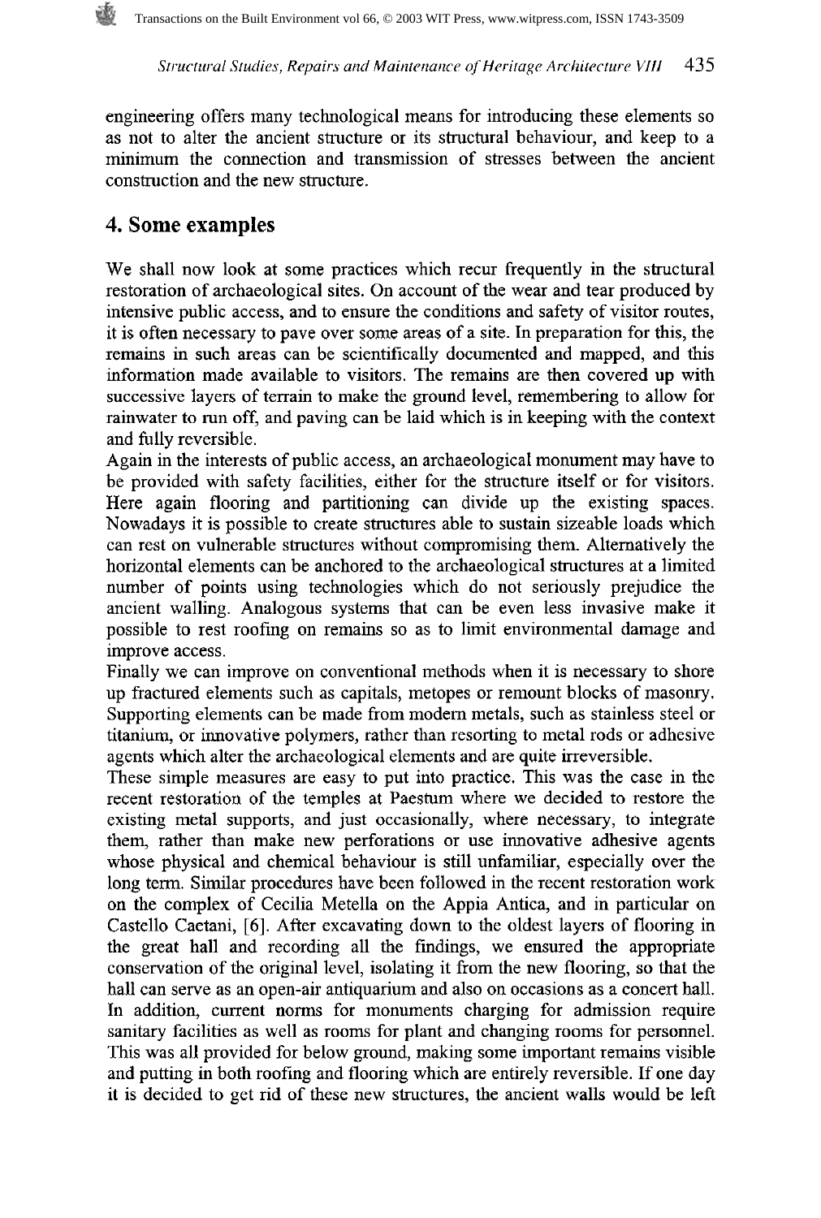engineering offers many technological means for introducing these elements so as not to alter the ancient structure or its structural behaviour, and keep to a minimum the connection and transmission of stresses between the ancient construction and the new structure.

## 4. Some examples

We shall now look at some practices which recur frequently in the structural restoration of archaeological sites. On account of the wear and tear produced by intensive public access, and to ensure the conditions and safety of visitor routes, it is often necessary to pave over some areas of a site. In preparation for this, the remains in such areas can be scientifically documented and mapped, and this information made available to visitors. The remains are then covered up with successive layers of terrain to make the ground level, remembering to allow for rainwater to run off, and paving can be laid which is in keeping with the context and fully reversible.

Again in the interests of public access, an archaeological monument may have to be provided with safety facilities, either for the structure itself or for visitors. Here again flooring and partitioning can divide up the existing spaces. Nowadays it is possible to create structures able to sustain sizeable loads which can rest on vulnerable structures without compromising them. Alternatively the horizontal elements can be anchored to the archaeological structures at a limited number of points using technologies which do not seriously prejudice the ancient walling. Analogous systems that can be even less invasive make it possible to rest roofing on remains so as to limit environmental damage and improve access.

Finally we can improve on conventional methods when it is necessary to shore up fractured elements such as capitals, metopes or remount blocks of masonry. Supporting elements can be made from modern metals, such as stainless steel or titanium, or innovative polymers, rather than resorting to metal rods or adhesive agents which alter the archaeological elements and are quite irreversible.

These simple measures are easy to put into practice. This was the case in the recent restoration of the temples at Paestum where we decided to restore the existing metal supports, and just occasionally, where necessary, to integrate them, rather than make new perforations or use innovative adhesive agents whose physical and chemical behaviour is still unfamiliar, especially over the long term. Similar procedures have been followed in the recent restoration work on the complex of Cecilia Metella on the Appia Antica, and in particular on Castello Caetani, [6]. After excavating down to the oldest layers of flooring in the great hall and recording all the findings, we ensured the appropriate conservation of the original level, isolating it from the new flooring, so that the hall can serve as an open-air antiquarium and also on occasions as a concert hall. In addition, current norms for monuments charging for admission require sanitary facilities as well as rooms for plant and changing rooms for personnel. This was all provided for below ground, making some important remains visible and putting in both roofing and flooring which are entirely reversible. If one day it is decided to get rid of these new structures, the ancient walls would be left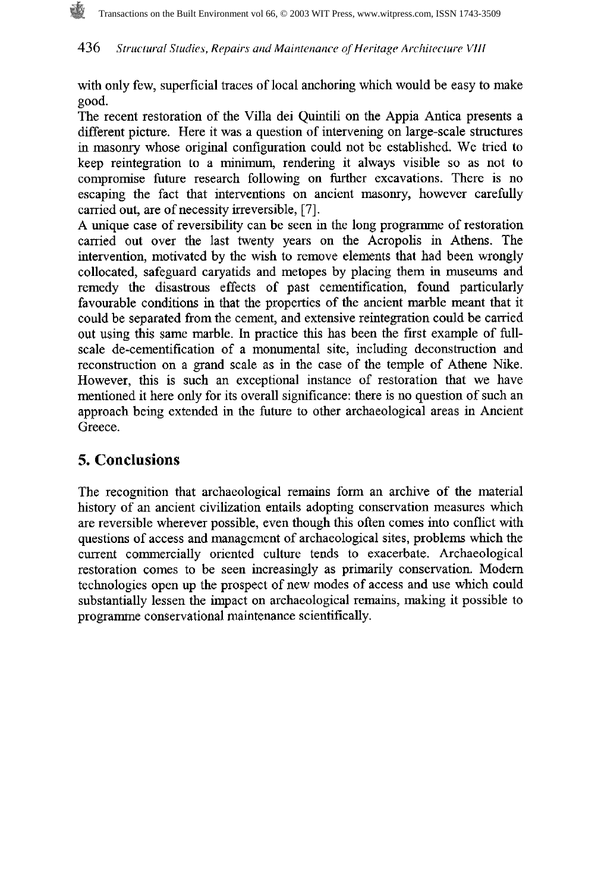with only few, superficial traces of local anchoring which would be easy to make good.

The recent restoration of the Villa dei Quintili on the Appia Antica presents a different picture. Here it was a question of intervening on large-scale structures in masonry whose original configuration could not be established. We tried to keep reintegration to a minimum, rendering it always visible so as not to compromise future research following on further excavations. There is no escaping the fact that interventions on ancient masonry, however carefully carried out, are of necessity irreversible, [7].

A unique case of reversibility can be seen in the long programme of restoration carried out over the last twenty years on the Acropolis in Athens. The intervention, motivated by the wish to remove elements that had been wrongly collocated, safeguard caryatids and metopes by placing them in museums and remedy the disastrous effects of past cementification, found particularly favourable conditions in that the properties of the ancient marble meant that it could be separated from the cement, and extensive reintegration could be carried out using this same marble. In practice this has been the first example of full-scale de-cementification of a monumental site, including deconstruction and reconstruction on a grand scale as in the case of the temple of Athene Nike. However, this is such an exceptional instance of restoration that we have mentioned it here only for its overall significance: there is no question of such an approach being extended in the future to other archaeological areas in Ancient Greece.

## 5. Conclusions

The recognition that archaeological remains form an archive of the material history of an ancient civilization entails adopting conservation measures which are reversible wherever possible, even though this often comes into conflict with questions of access and management of archaeological sites, problems which the current commercially oriented culture tends to exacerbate. Archaeological restoration comes to be seen increasingly as primarily conservation. Modern technologies open up the prospect of new modes of access and use which could substantially lessen the impact on archaeological remains, making it possible to programme conservational maintenance scientifically.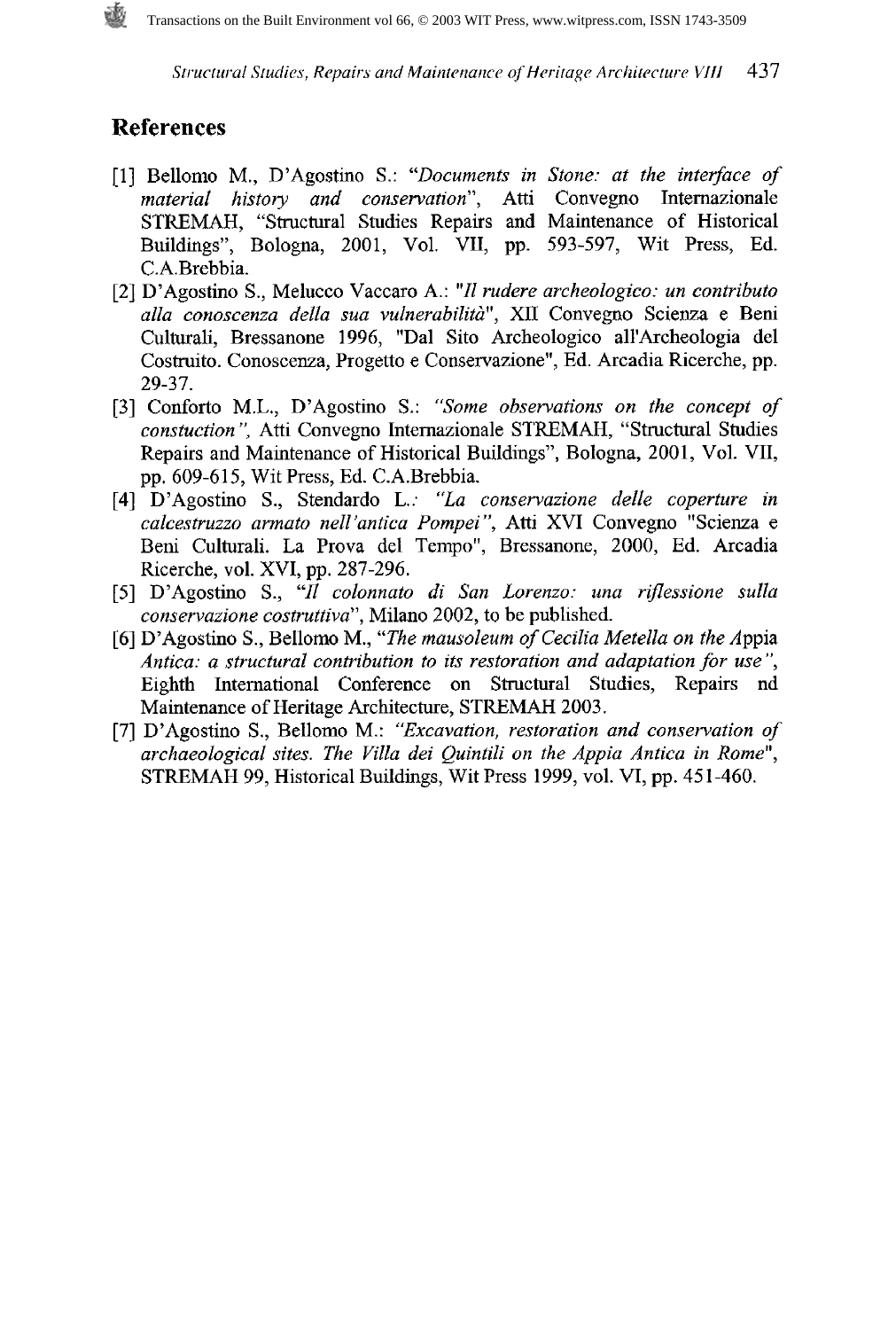## References

[1] Bellomo M., D'Agostino S.: "*Documents in Stone: at the interface of material history and conservation*", Atti Convegno Internazionale STREMAH, "Structural Studies Repairs and Maintenance of Historical Buildings", Bologna, 2001, Vol. VII, pp. 593-597, Wit Press, Ed. C.A.Brebbia.

[2] D'Agostino S., Melucco Vaccaro A.: "*Il rudere archeologico: un contributo alla conoscenza della sua vulnerabilità*", XII Convegno Scienza e Beni Culturali, Bressanone 1996, "Dal Sito Archeologico all'Archeologia del Costruito. Conoscenza, Progetto e Conservazione", Ed. Arcadia Ricerche, pp. 29-37.

[3] Conforto M.L., D'Agostino S.: *"Some observations on the concept of constuction",* Atti Convegno Internazionale STREMAH, "Structural Studies Repairs and Maintenance of Historical Buildings", Bologna, 2001, Vol. VII, pp. 609-615, Wit Press, Ed. C.A.Brebbia.

[4] D'Agostino S., Stendardo L.: *"La conservazione delle coperture in calcestruzzo armato nell'antica Pompei"*, Atti XVI Convegno "Scienza e Beni Culturali. La Prova del Tempo", Bressanone, 2000, Ed. Arcadia Ricerche, vol. XVI, pp. 287-296.

[5] D'Agostino S., "*Il colonnato di San Lorenzo: una riflessione sulla conservazione costruttiva*", Milano 2002, to be published.

[6] D'Agostino S., Bellomo M., "*The mausoleum of Cecilia Metella on the* Appia *Antica: a structural contribution to its restoration and adaptation for use*", Eighth International Conference on Structural Studies, Repairs nd Maintenance of Heritage Architecture, STREMAH 2003.

[7] D'Agostino S., Bellomo M.: *"Excavation, restoration and conservation of archaeological sites. The Villa dei Quintili on the Appia Antica in Rome*", STREMAH 99, Historical Buildings, Wit Press 1999, vol. VI, pp. 451-460.